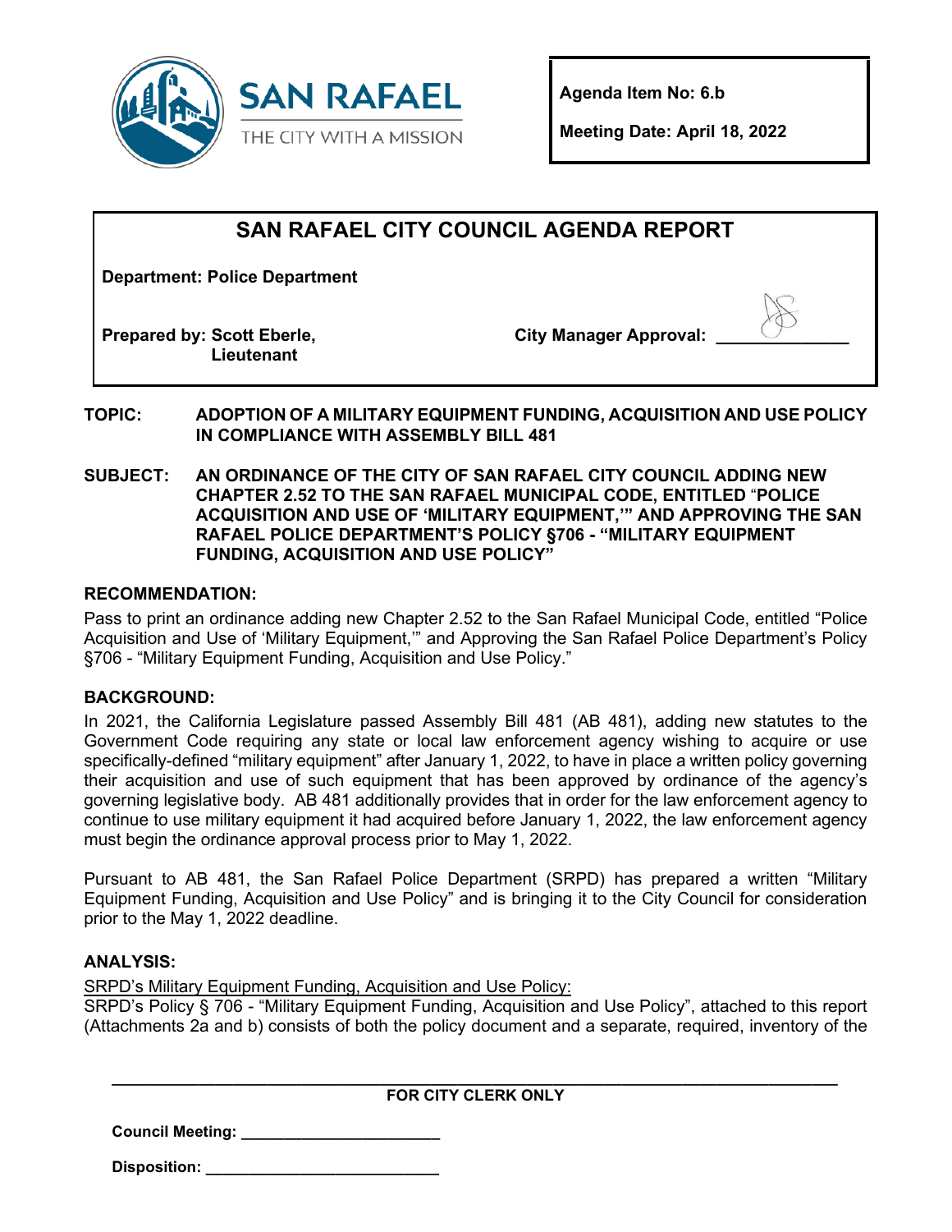SAN RAFAEL
THE CITY WITH A MISSION

**Agenda Item No: 6.b**

**Meeting Date: April 18, 2022**

# SAN RAFAEL CITY COUNCIL AGENDA REPORT

**Department: Police Department**

**Prepared by: Scott Eberle, Lieutenant**

**City Manager Approval:** ______________

**TOPIC:** **ADOPTION OF A MILITARY EQUIPMENT FUNDING, ACQUISITION AND USE POLICY IN COMPLIANCE WITH ASSEMBLY BILL 481**

**SUBJECT:** **AN ORDINANCE OF THE CITY OF SAN RAFAEL CITY COUNCIL ADDING NEW CHAPTER 2.52 TO THE SAN RAFAEL MUNICIPAL CODE, ENTITLED "POLICE ACQUISITION AND USE OF 'MILITARY EQUIPMENT,'" AND APPROVING THE SAN RAFAEL POLICE DEPARTMENT'S POLICY §706 - "MILITARY EQUIPMENT FUNDING, ACQUISITION AND USE POLICY"**

## RECOMMENDATION:

Pass to print an ordinance adding new Chapter 2.52 to the San Rafael Municipal Code, entitled "Police Acquisition and Use of 'Military Equipment,'" and Approving the San Rafael Police Department's Policy §706 - "Military Equipment Funding, Acquisition and Use Policy."

## BACKGROUND:

In 2021, the California Legislature passed Assembly Bill 481 (AB 481), adding new statutes to the Government Code requiring any state or local law enforcement agency wishing to acquire or use specifically-defined "military equipment" after January 1, 2022, to have in place a written policy governing their acquisition and use of such equipment that has been approved by ordinance of the agency's governing legislative body. AB 481 additionally provides that in order for the law enforcement agency to continue to use military equipment it had acquired before January 1, 2022, the law enforcement agency must begin the ordinance approval process prior to May 1, 2022.

Pursuant to AB 481, the San Rafael Police Department (SRPD) has prepared a written "Military Equipment Funding, Acquisition and Use Policy" and is bringing it to the City Council for consideration prior to the May 1, 2022 deadline.

## ANALYSIS:

SRPD's Military Equipment Funding, Acquisition and Use Policy:

SRPD's Policy § 706 - "Military Equipment Funding, Acquisition and Use Policy", attached to this report (Attachments 2a and b) consists of both the policy document and a separate, required, inventory of the

---

**FOR CITY CLERK ONLY**

**Council Meeting:** ______________________

**Disposition:** __________________________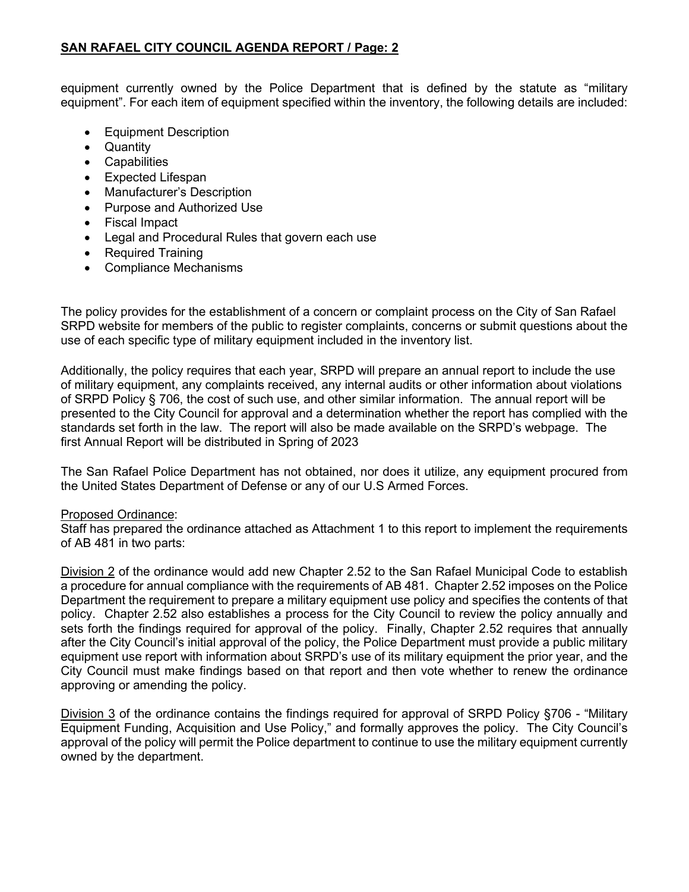equipment currently owned by the Police Department that is defined by the statute as "military equipment". For each item of equipment specified within the inventory, the following details are included:

- Equipment Description
- Quantity
- Capabilities
- Expected Lifespan
- Manufacturer's Description
- Purpose and Authorized Use
- Fiscal Impact
- Legal and Procedural Rules that govern each use
- Required Training
- Compliance Mechanisms

The policy provides for the establishment of a concern or complaint process on the City of San Rafael SRPD website for members of the public to register complaints, concerns or submit questions about the use of each specific type of military equipment included in the inventory list.

Additionally, the policy requires that each year, SRPD will prepare an annual report to include the use of military equipment, any complaints received, any internal audits or other information about violations of SRPD Policy § 706, the cost of such use, and other similar information. The annual report will be presented to the City Council for approval and a determination whether the report has complied with the standards set forth in the law. The report will also be made available on the SRPD's webpage. The first Annual Report will be distributed in Spring of 2023

The San Rafael Police Department has not obtained, nor does it utilize, any equipment procured from the United States Department of Defense or any of our U.S Armed Forces.

Proposed Ordinance:
Staff has prepared the ordinance attached as Attachment 1 to this report to implement the requirements of AB 481 in two parts:

Division 2 of the ordinance would add new Chapter 2.52 to the San Rafael Municipal Code to establish a procedure for annual compliance with the requirements of AB 481. Chapter 2.52 imposes on the Police Department the requirement to prepare a military equipment use policy and specifies the contents of that policy. Chapter 2.52 also establishes a process for the City Council to review the policy annually and sets forth the findings required for approval of the policy. Finally, Chapter 2.52 requires that annually after the City Council's initial approval of the policy, the Police Department must provide a public military equipment use report with information about SRPD's use of its military equipment the prior year, and the City Council must make findings based on that report and then vote whether to renew the ordinance approving or amending the policy.

Division 3 of the ordinance contains the findings required for approval of SRPD Policy §706 - "Military Equipment Funding, Acquisition and Use Policy," and formally approves the policy. The City Council's approval of the policy will permit the Police department to continue to use the military equipment currently owned by the department.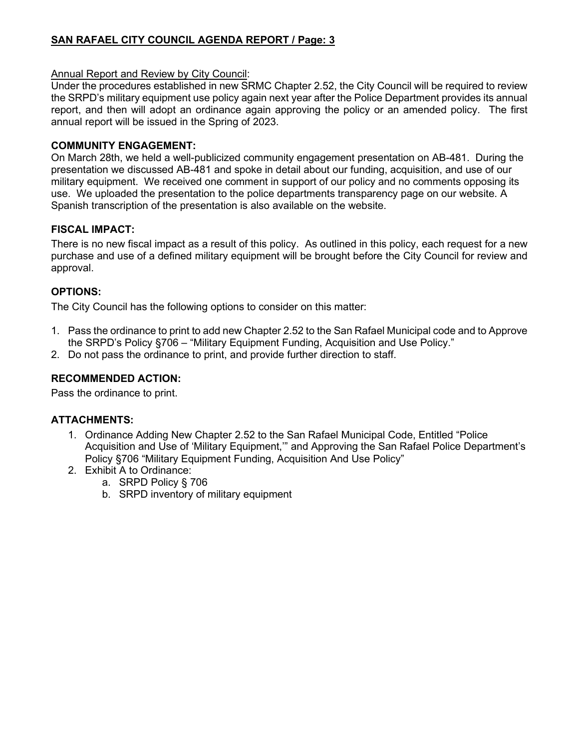Annual Report and Review by City Council:
Under the procedures established in new SRMC Chapter 2.52, the City Council will be required to review the SRPD's military equipment use policy again next year after the Police Department provides its annual report, and then will adopt an ordinance again approving the policy or an amended policy. The first annual report will be issued in the Spring of 2023.

## COMMUNITY ENGAGEMENT:

On March 28th, we held a well-publicized community engagement presentation on AB-481. During the presentation we discussed AB-481 and spoke in detail about our funding, acquisition, and use of our military equipment. We received one comment in support of our policy and no comments opposing its use. We uploaded the presentation to the police departments transparency page on our website. A Spanish transcription of the presentation is also available on the website.

## FISCAL IMPACT:

There is no new fiscal impact as a result of this policy. As outlined in this policy, each request for a new purchase and use of a defined military equipment will be brought before the City Council for review and approval.

## OPTIONS:

The City Council has the following options to consider on this matter:

1. Pass the ordinance to print to add new Chapter 2.52 to the San Rafael Municipal code and to Approve the SRPD's Policy §706 – "Military Equipment Funding, Acquisition and Use Policy."
2. Do not pass the ordinance to print, and provide further direction to staff.

## RECOMMENDED ACTION:

Pass the ordinance to print.

## ATTACHMENTS:

1. Ordinance Adding New Chapter 2.52 to the San Rafael Municipal Code, Entitled "Police Acquisition and Use of 'Military Equipment,'" and Approving the San Rafael Police Department's Policy §706 "Military Equipment Funding, Acquisition And Use Policy"
2. Exhibit A to Ordinance:
    a. SRPD Policy § 706
    b. SRPD inventory of military equipment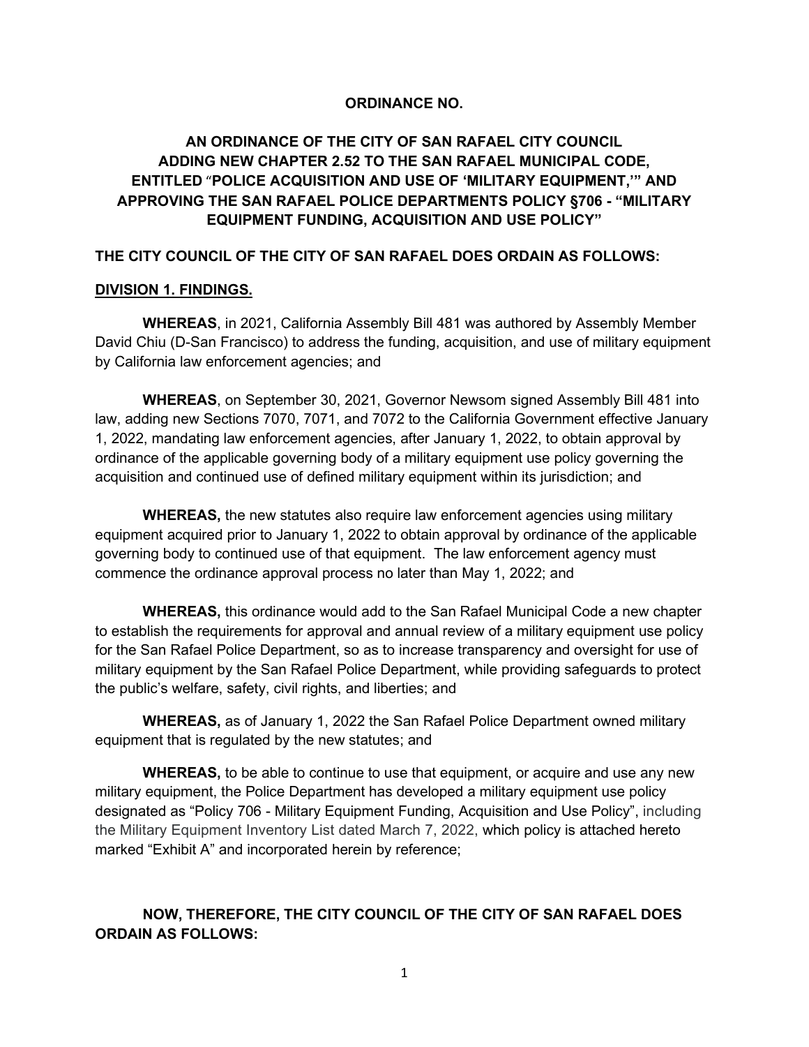**ORDINANCE NO.**

**AN ORDINANCE OF THE CITY OF SAN RAFAEL CITY COUNCIL ADDING NEW CHAPTER 2.52 TO THE SAN RAFAEL MUNICIPAL CODE, ENTITLED "POLICE ACQUISITION AND USE OF 'MILITARY EQUIPMENT,'" AND APPROVING THE SAN RAFAEL POLICE DEPARTMENTS POLICY §706 - "MILITARY EQUIPMENT FUNDING, ACQUISITION AND USE POLICY"**

**THE CITY COUNCIL OF THE CITY OF SAN RAFAEL DOES ORDAIN AS FOLLOWS:**

**DIVISION 1. FINDINGS.**

**WHEREAS**, in 2021, California Assembly Bill 481 was authored by Assembly Member David Chiu (D-San Francisco) to address the funding, acquisition, and use of military equipment by California law enforcement agencies; and

**WHEREAS**, on September 30, 2021, Governor Newsom signed Assembly Bill 481 into law, adding new Sections 7070, 7071, and 7072 to the California Government effective January 1, 2022, mandating law enforcement agencies, after January 1, 2022, to obtain approval by ordinance of the applicable governing body of a military equipment use policy governing the acquisition and continued use of defined military equipment within its jurisdiction; and

**WHEREAS,** the new statutes also require law enforcement agencies using military equipment acquired prior to January 1, 2022 to obtain approval by ordinance of the applicable governing body to continued use of that equipment. The law enforcement agency must commence the ordinance approval process no later than May 1, 2022; and

**WHEREAS,** this ordinance would add to the San Rafael Municipal Code a new chapter to establish the requirements for approval and annual review of a military equipment use policy for the San Rafael Police Department, so as to increase transparency and oversight for use of military equipment by the San Rafael Police Department, while providing safeguards to protect the public's welfare, safety, civil rights, and liberties; and

**WHEREAS,** as of January 1, 2022 the San Rafael Police Department owned military equipment that is regulated by the new statutes; and

**WHEREAS,** to be able to continue to use that equipment, or acquire and use any new military equipment, the Police Department has developed a military equipment use policy designated as "Policy 706 - Military Equipment Funding, Acquisition and Use Policy", including the Military Equipment Inventory List dated March 7, 2022, which policy is attached hereto marked "Exhibit A" and incorporated herein by reference;

**NOW, THEREFORE, THE CITY COUNCIL OF THE CITY OF SAN RAFAEL DOES ORDAIN AS FOLLOWS:**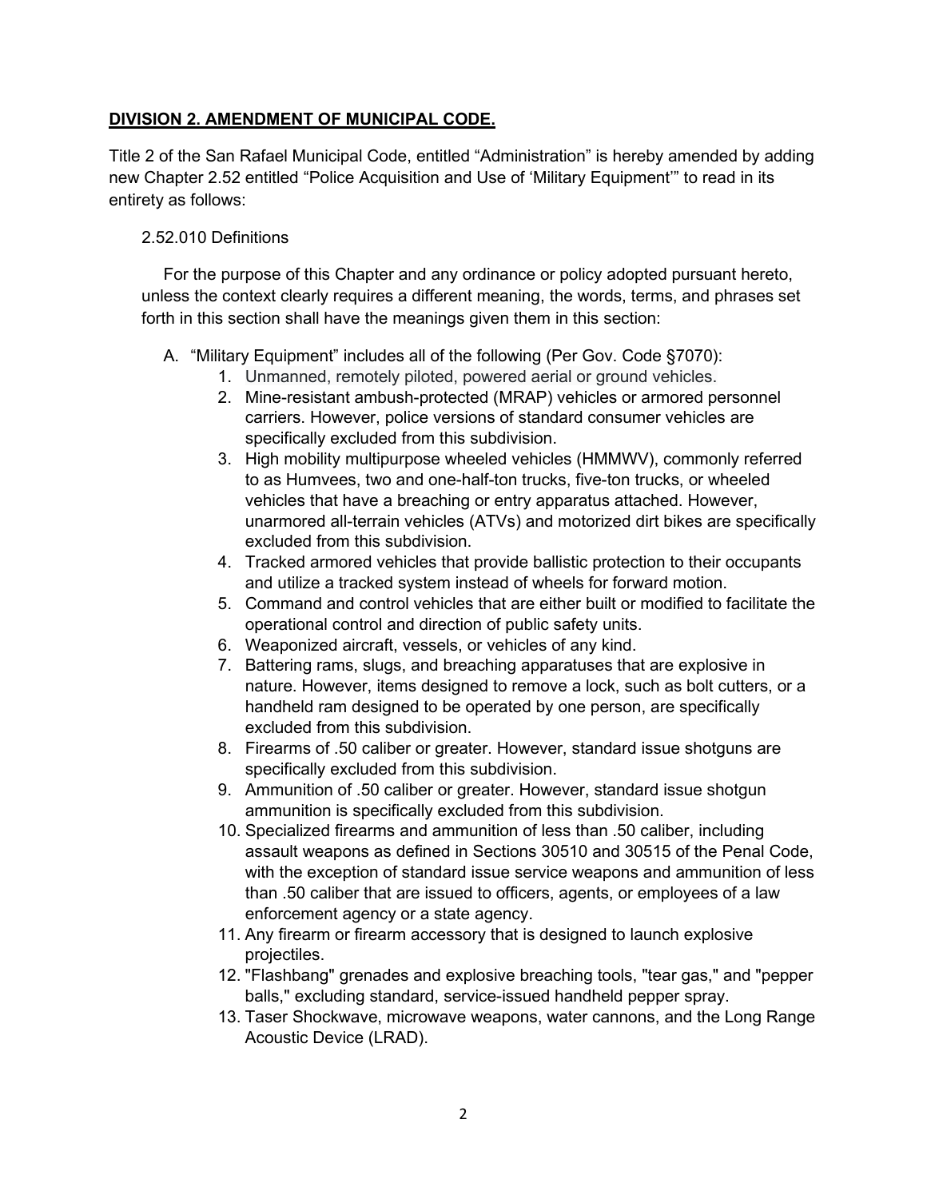**DIVISION 2. AMENDMENT OF MUNICIPAL CODE.**

Title 2 of the San Rafael Municipal Code, entitled "Administration" is hereby amended by adding new Chapter 2.52 entitled "Police Acquisition and Use of 'Military Equipment'" to read in its entirety as follows:

2.52.010 Definitions

For the purpose of this Chapter and any ordinance or policy adopted pursuant hereto, unless the context clearly requires a different meaning, the words, terms, and phrases set forth in this section shall have the meanings given them in this section:

A. "Military Equipment" includes all of the following (Per Gov. Code §7070):
   1. Unmanned, remotely piloted, powered aerial or ground vehicles.
   2. Mine-resistant ambush-protected (MRAP) vehicles or armored personnel carriers. However, police versions of standard consumer vehicles are specifically excluded from this subdivision.
   3. High mobility multipurpose wheeled vehicles (HMMWV), commonly referred to as Humvees, two and one-half-ton trucks, five-ton trucks, or wheeled vehicles that have a breaching or entry apparatus attached. However, unarmored all-terrain vehicles (ATVs) and motorized dirt bikes are specifically excluded from this subdivision.
   4. Tracked armored vehicles that provide ballistic protection to their occupants and utilize a tracked system instead of wheels for forward motion.
   5. Command and control vehicles that are either built or modified to facilitate the operational control and direction of public safety units.
   6. Weaponized aircraft, vessels, or vehicles of any kind.
   7. Battering rams, slugs, and breaching apparatuses that are explosive in nature. However, items designed to remove a lock, such as bolt cutters, or a handheld ram designed to be operated by one person, are specifically excluded from this subdivision.
   8. Firearms of .50 caliber or greater. However, standard issue shotguns are specifically excluded from this subdivision.
   9. Ammunition of .50 caliber or greater. However, standard issue shotgun ammunition is specifically excluded from this subdivision.
   10. Specialized firearms and ammunition of less than .50 caliber, including assault weapons as defined in Sections 30510 and 30515 of the Penal Code, with the exception of standard issue service weapons and ammunition of less than .50 caliber that are issued to officers, agents, or employees of a law enforcement agency or a state agency.
   11. Any firearm or firearm accessory that is designed to launch explosive projectiles.
   12. "Flashbang" grenades and explosive breaching tools, "tear gas," and "pepper balls," excluding standard, service-issued handheld pepper spray.
   13. Taser Shockwave, microwave weapons, water cannons, and the Long Range Acoustic Device (LRAD).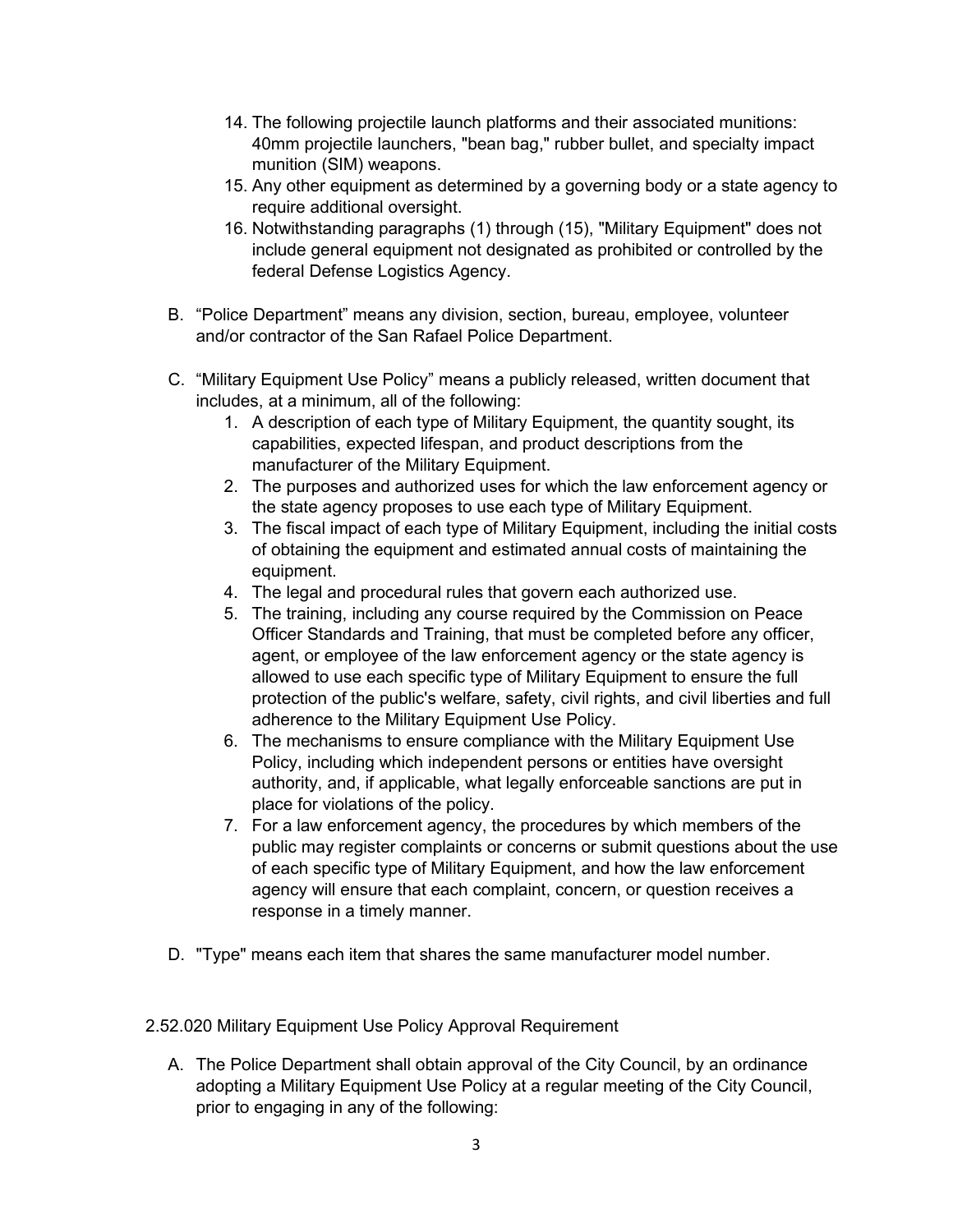14. The following projectile launch platforms and their associated munitions: 40mm projectile launchers, "bean bag," rubber bullet, and specialty impact munition (SIM) weapons.
15. Any other equipment as determined by a governing body or a state agency to require additional oversight.
16. Notwithstanding paragraphs (1) through (15), "Military Equipment" does not include general equipment not designated as prohibited or controlled by the federal Defense Logistics Agency.

B. “Police Department” means any division, section, bureau, employee, volunteer and/or contractor of the San Rafael Police Department.

C. “Military Equipment Use Policy” means a publicly released, written document that includes, at a minimum, all of the following:
   1. A description of each type of Military Equipment, the quantity sought, its capabilities, expected lifespan, and product descriptions from the manufacturer of the Military Equipment.
   2. The purposes and authorized uses for which the law enforcement agency or the state agency proposes to use each type of Military Equipment.
   3. The fiscal impact of each type of Military Equipment, including the initial costs of obtaining the equipment and estimated annual costs of maintaining the equipment.
   4. The legal and procedural rules that govern each authorized use.
   5. The training, including any course required by the Commission on Peace Officer Standards and Training, that must be completed before any officer, agent, or employee of the law enforcement agency or the state agency is allowed to use each specific type of Military Equipment to ensure the full protection of the public's welfare, safety, civil rights, and civil liberties and full adherence to the Military Equipment Use Policy.
   6. The mechanisms to ensure compliance with the Military Equipment Use Policy, including which independent persons or entities have oversight authority, and, if applicable, what legally enforceable sanctions are put in place for violations of the policy.
   7. For a law enforcement agency, the procedures by which members of the public may register complaints or concerns or submit questions about the use of each specific type of Military Equipment, and how the law enforcement agency will ensure that each complaint, concern, or question receives a response in a timely manner.

D. "Type" means each item that shares the same manufacturer model number.

2.52.020 Military Equipment Use Policy Approval Requirement

A. The Police Department shall obtain approval of the City Council, by an ordinance adopting a Military Equipment Use Policy at a regular meeting of the City Council, prior to engaging in any of the following: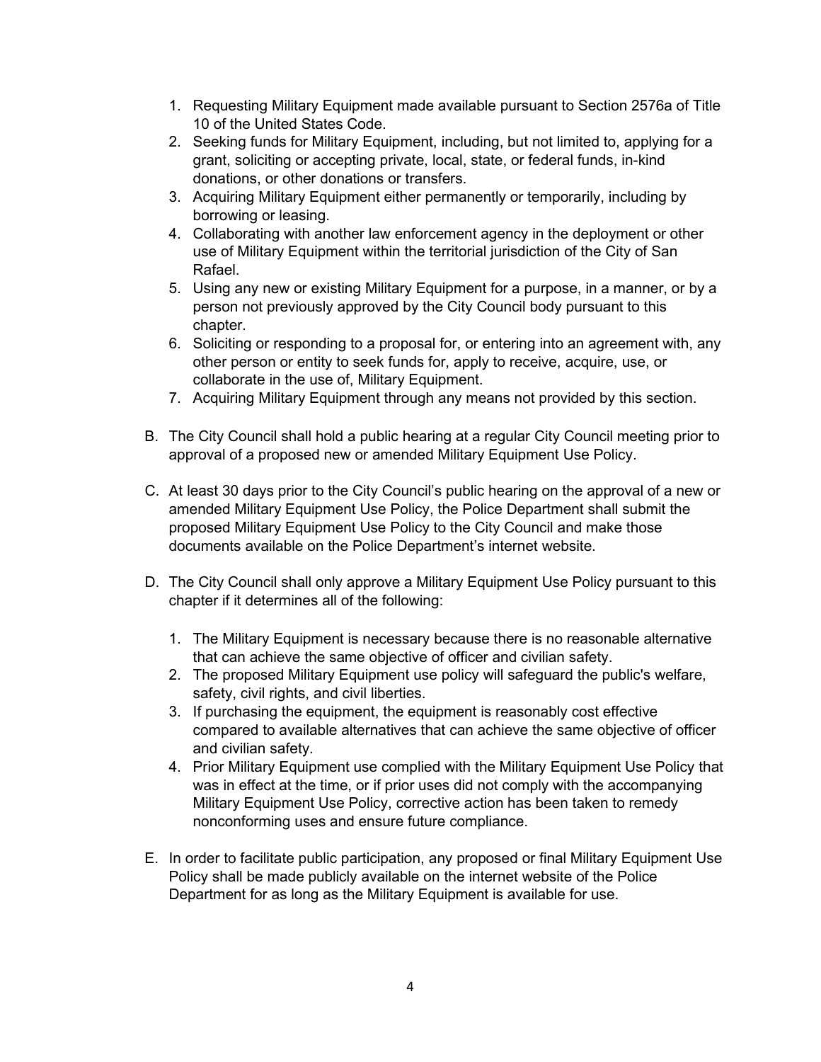1. Requesting Military Equipment made available pursuant to Section 2576a of Title 10 of the United States Code.
2. Seeking funds for Military Equipment, including, but not limited to, applying for a grant, soliciting or accepting private, local, state, or federal funds, in-kind donations, or other donations or transfers.
3. Acquiring Military Equipment either permanently or temporarily, including by borrowing or leasing.
4. Collaborating with another law enforcement agency in the deployment or other use of Military Equipment within the territorial jurisdiction of the City of San Rafael.
5. Using any new or existing Military Equipment for a purpose, in a manner, or by a person not previously approved by the City Council body pursuant to this chapter.
6. Soliciting or responding to a proposal for, or entering into an agreement with, any other person or entity to seek funds for, apply to receive, acquire, use, or collaborate in the use of, Military Equipment.
7. Acquiring Military Equipment through any means not provided by this section.

B. The City Council shall hold a public hearing at a regular City Council meeting prior to approval of a proposed new or amended Military Equipment Use Policy.

C. At least 30 days prior to the City Council's public hearing on the approval of a new or amended Military Equipment Use Policy, the Police Department shall submit the proposed Military Equipment Use Policy to the City Council and make those documents available on the Police Department's internet website.

D. The City Council shall only approve a Military Equipment Use Policy pursuant to this chapter if it determines all of the following:

1. The Military Equipment is necessary because there is no reasonable alternative that can achieve the same objective of officer and civilian safety.
2. The proposed Military Equipment use policy will safeguard the public's welfare, safety, civil rights, and civil liberties.
3. If purchasing the equipment, the equipment is reasonably cost effective compared to available alternatives that can achieve the same objective of officer and civilian safety.
4. Prior Military Equipment use complied with the Military Equipment Use Policy that was in effect at the time, or if prior uses did not comply with the accompanying Military Equipment Use Policy, corrective action has been taken to remedy nonconforming uses and ensure future compliance.

E. In order to facilitate public participation, any proposed or final Military Equipment Use Policy shall be made publicly available on the internet website of the Police Department for as long as the Military Equipment is available for use.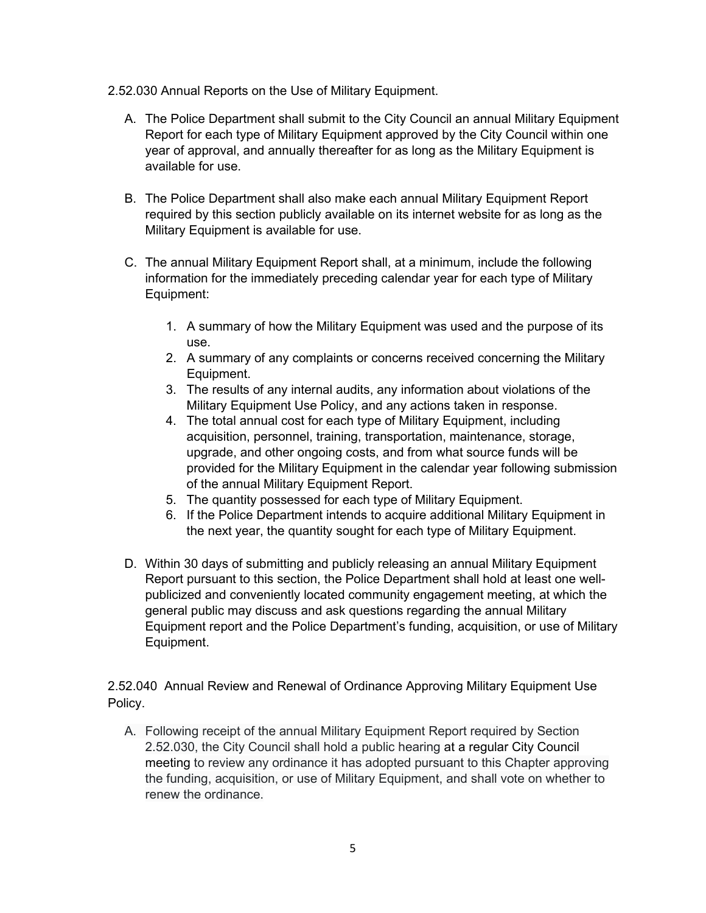2.52.030 Annual Reports on the Use of Military Equipment.

A. The Police Department shall submit to the City Council an annual Military Equipment Report for each type of Military Equipment approved by the City Council within one year of approval, and annually thereafter for as long as the Military Equipment is available for use.

B. The Police Department shall also make each annual Military Equipment Report required by this section publicly available on its internet website for as long as the Military Equipment is available for use.

C. The annual Military Equipment Report shall, at a minimum, include the following information for the immediately preceding calendar year for each type of Military Equipment:

   1. A summary of how the Military Equipment was used and the purpose of its use.
   2. A summary of any complaints or concerns received concerning the Military Equipment.
   3. The results of any internal audits, any information about violations of the Military Equipment Use Policy, and any actions taken in response.
   4. The total annual cost for each type of Military Equipment, including acquisition, personnel, training, transportation, maintenance, storage, upgrade, and other ongoing costs, and from what source funds will be provided for the Military Equipment in the calendar year following submission of the annual Military Equipment Report.
   5. The quantity possessed for each type of Military Equipment.
   6. If the Police Department intends to acquire additional Military Equipment in the next year, the quantity sought for each type of Military Equipment.

D. Within 30 days of submitting and publicly releasing an annual Military Equipment Report pursuant to this section, the Police Department shall hold at least one well-publicized and conveniently located community engagement meeting, at which the general public may discuss and ask questions regarding the annual Military Equipment report and the Police Department's funding, acquisition, or use of Military Equipment.

2.52.040 Annual Review and Renewal of Ordinance Approving Military Equipment Use Policy.

A. Following receipt of the annual Military Equipment Report required by Section 2.52.030, the City Council shall hold a public hearing at a regular City Council meeting to review any ordinance it has adopted pursuant to this Chapter approving the funding, acquisition, or use of Military Equipment, and shall vote on whether to renew the ordinance.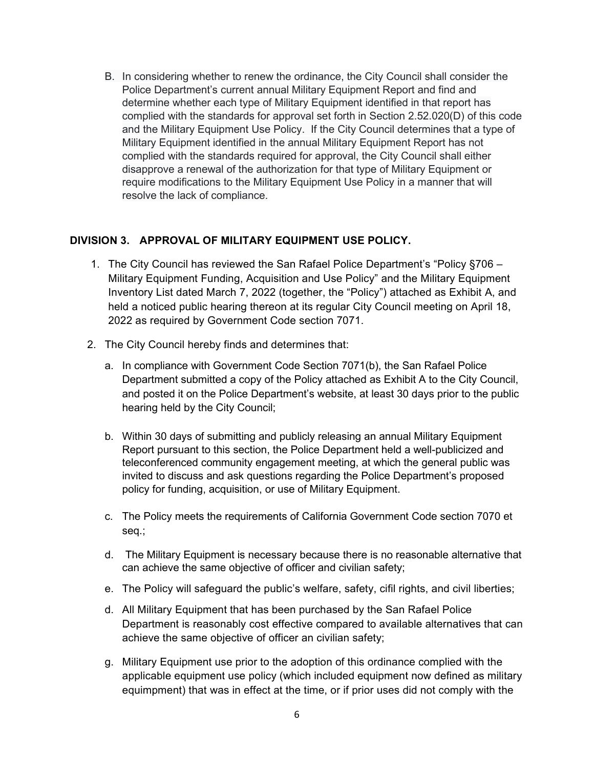B. In considering whether to renew the ordinance, the City Council shall consider the Police Department's current annual Military Equipment Report and find and determine whether each type of Military Equipment identified in that report has complied with the standards for approval set forth in Section 2.52.020(D) of this code and the Military Equipment Use Policy. If the City Council determines that a type of Military Equipment identified in the annual Military Equipment Report has not complied with the standards required for approval, the City Council shall either disapprove a renewal of the authorization for that type of Military Equipment or require modifications to the Military Equipment Use Policy in a manner that will resolve the lack of compliance.

**DIVISION 3. APPROVAL OF MILITARY EQUIPMENT USE POLICY.**

1. The City Council has reviewed the San Rafael Police Department's "Policy §706 – Military Equipment Funding, Acquisition and Use Policy" and the Military Equipment Inventory List dated March 7, 2022 (together, the "Policy") attached as Exhibit A, and held a noticed public hearing thereon at its regular City Council meeting on April 18, 2022 as required by Government Code section 7071.

2. The City Council hereby finds and determines that:

   a. In compliance with Government Code Section 7071(b), the San Rafael Police Department submitted a copy of the Policy attached as Exhibit A to the City Council, and posted it on the Police Department's website, at least 30 days prior to the public hearing held by the City Council;

   b. Within 30 days of submitting and publicly releasing an annual Military Equipment Report pursuant to this section, the Police Department held a well-publicized and teleconferenced community engagement meeting, at which the general public was invited to discuss and ask questions regarding the Police Department's proposed policy for funding, acquisition, or use of Military Equipment.

   c. The Policy meets the requirements of California Government Code section 7070 et seq.;

   d. The Military Equipment is necessary because there is no reasonable alternative that can achieve the same objective of officer and civilian safety;

   e. The Policy will safeguard the public's welfare, safety, cifil rights, and civil liberties;

   d. All Military Equipment that has been purchased by the San Rafael Police Department is reasonably cost effective compared to available alternatives that can achieve the same objective of officer an civilian safety;

   g. Military Equipment use prior to the adoption of this ordinance complied with the applicable equipment use policy (which included equipment now defined as military equimpment) that was in effect at the time, or if prior uses did not comply with the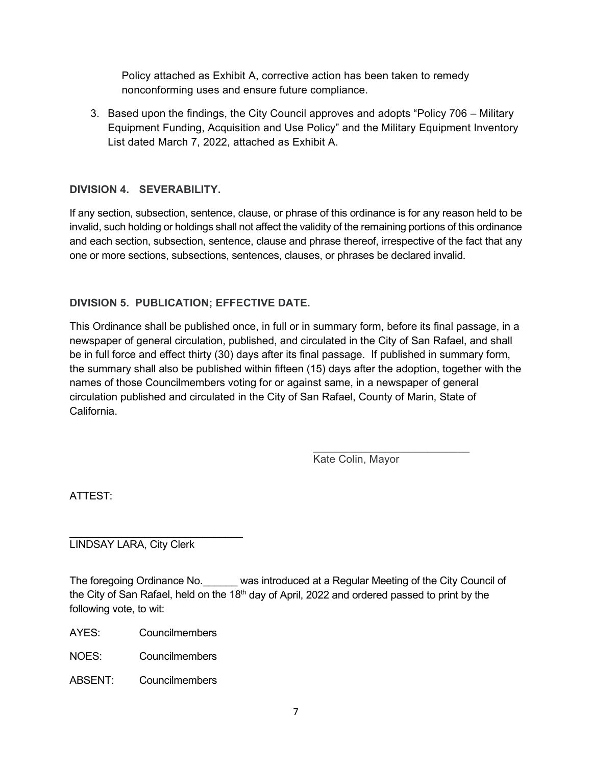Policy attached as Exhibit A, corrective action has been taken to remedy nonconforming uses and ensure future compliance.

3. Based upon the findings, the City Council approves and adopts "Policy 706 – Military Equipment Funding, Acquisition and Use Policy" and the Military Equipment Inventory List dated March 7, 2022, attached as Exhibit A.

**DIVISION 4. SEVERABILITY.**

If any section, subsection, sentence, clause, or phrase of this ordinance is for any reason held to be invalid, such holding or holdings shall not affect the validity of the remaining portions of this ordinance and each section, subsection, sentence, clause and phrase thereof, irrespective of the fact that any one or more sections, subsections, sentences, clauses, or phrases be declared invalid.

**DIVISION 5. PUBLICATION; EFFECTIVE DATE.**

This Ordinance shall be published once, in full or in summary form, before its final passage, in a newspaper of general circulation, published, and circulated in the City of San Rafael, and shall be in full force and effect thirty (30) days after its final passage. If published in summary form, the summary shall also be published within fifteen (15) days after the adoption, together with the names of those Councilmembers voting for or against same, in a newspaper of general circulation published and circulated in the City of San Rafael, County of Marin, State of California.

\_\_\_\_\_\_\_\_\_\_\_\_\_\_\_\_\_\_\_\_\_\_\_\_\_\_\_\_
Kate Colin, Mayor

ATTEST:

\_\_\_\_\_\_\_\_\_\_\_\_\_\_\_\_\_\_\_\_\_\_\_\_\_\_\_\_\_\_
LINDSAY LARA, City Clerk

The foregoing Ordinance No.\_\_\_\_\_\_ was introduced at a Regular Meeting of the City Council of the City of San Rafael, held on the 18th day of April, 2022 and ordered passed to print by the following vote, to wit:

AYES: Councilmembers

NOES: Councilmembers

ABSENT: Councilmembers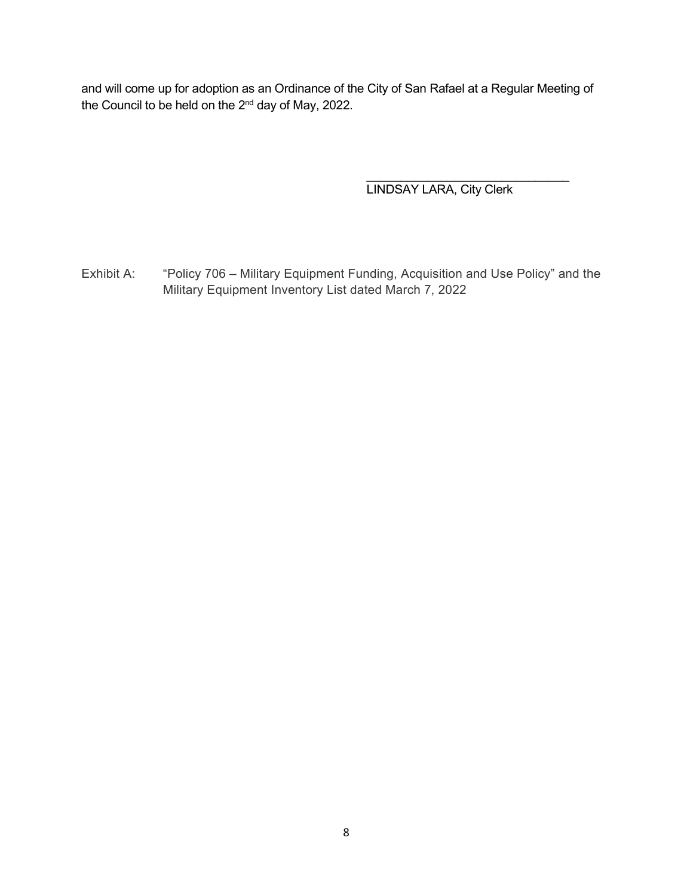and will come up for adoption as an Ordinance of the City of San Rafael at a Regular Meeting of the Council to be held on the 2nd day of May, 2022.

\_\_\_\_\_\_\_\_\_\_\_\_\_\_\_\_\_\_\_\_\_\_\_\_\_\_\_\_\_\_\_\_

LINDSAY LARA, City Clerk

Exhibit A: "Policy 706 – Military Equipment Funding, Acquisition and Use Policy" and the Military Equipment Inventory List dated March 7, 2022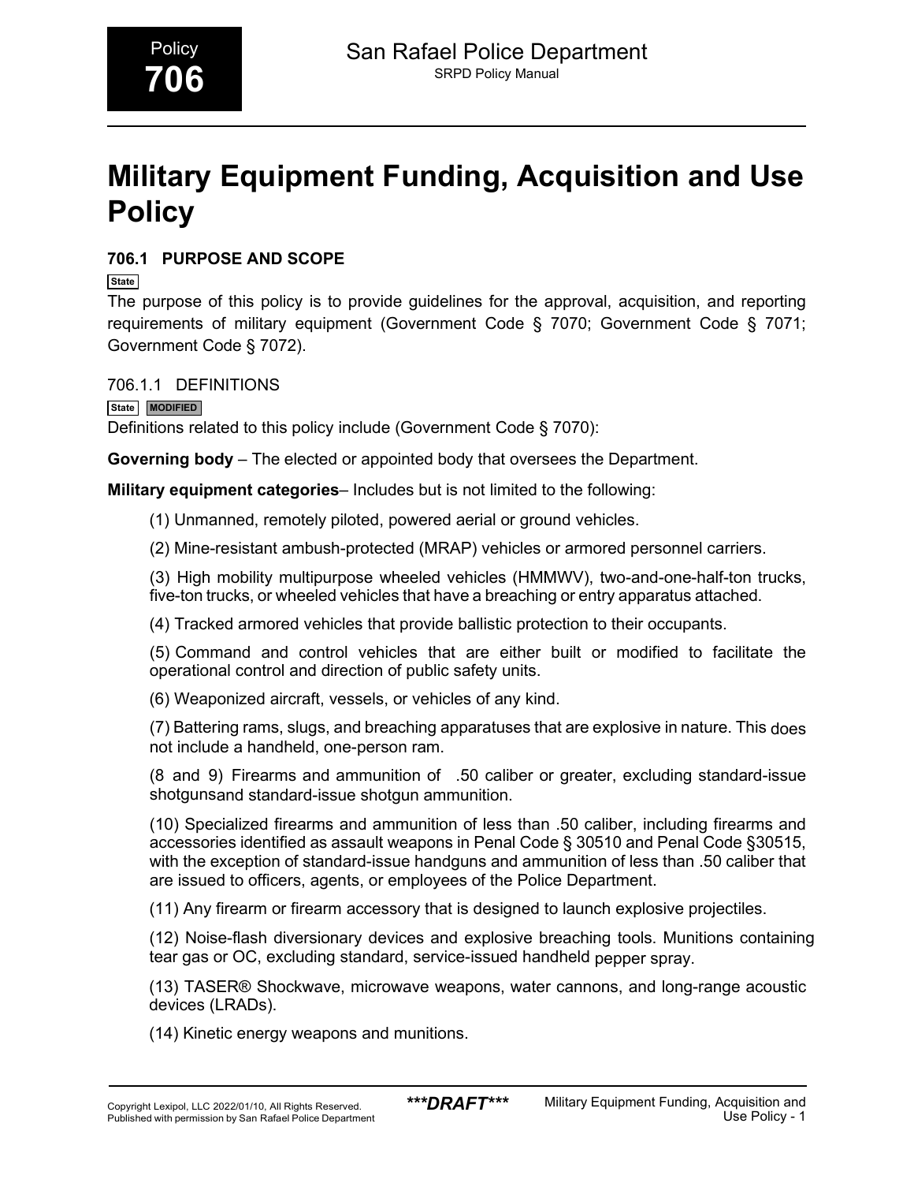Policy
**706**

# Military Equipment Funding, Acquisition and Use Policy

## 706.1 PURPOSE AND SCOPE

State

The purpose of this policy is to provide guidelines for the approval, acquisition, and reporting requirements of military equipment (Government Code § 7070; Government Code § 7071; Government Code § 7072).

### 706.1.1 DEFINITIONS

State MODIFIED

Definitions related to this policy include (Government Code § 7070):

**Governing body** – The elected or appointed body that oversees the Department.

**Military equipment categories**– Includes but is not limited to the following:

(1) Unmanned, remotely piloted, powered aerial or ground vehicles.

(2) Mine-resistant ambush-protected (MRAP) vehicles or armored personnel carriers.

(3) High mobility multipurpose wheeled vehicles (HMMWV), two-and-one-half-ton trucks, five-ton trucks, or wheeled vehicles that have a breaching or entry apparatus attached.

(4) Tracked armored vehicles that provide ballistic protection to their occupants.

(5) Command and control vehicles that are either built or modified to facilitate the operational control and direction of public safety units.

(6) Weaponized aircraft, vessels, or vehicles of any kind.

(7) Battering rams, slugs, and breaching apparatuses that are explosive in nature. This does not include a handheld, one-person ram.

(8 and 9) Firearms and ammunition of .50 caliber or greater, excluding standard-issue shotgunsand standard-issue shotgun ammunition.

(10) Specialized firearms and ammunition of less than .50 caliber, including firearms and accessories identified as assault weapons in Penal Code § 30510 and Penal Code §30515, with the exception of standard-issue handguns and ammunition of less than .50 caliber that are issued to officers, agents, or employees of the Police Department.

(11) Any firearm or firearm accessory that is designed to launch explosive projectiles.

(12) Noise-flash diversionary devices and explosive breaching tools. Munitions containing tear gas or OC, excluding standard, service-issued handheld pepper spray.

(13) TASER® Shockwave, microwave weapons, water cannons, and long-range acoustic devices (LRADs).

(14) Kinetic energy weapons and munitions.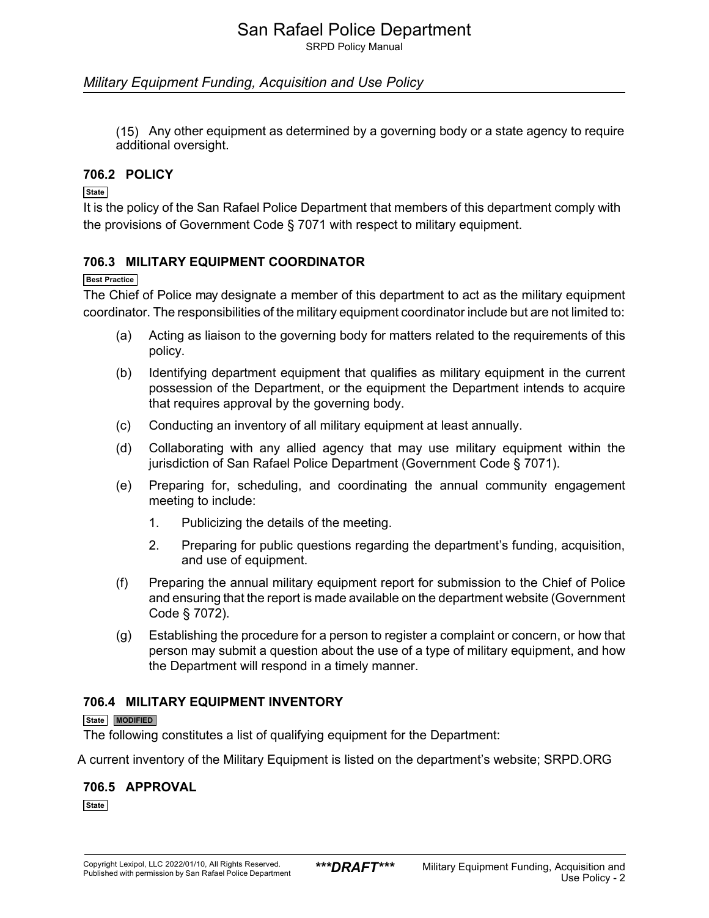(15) Any other equipment as determined by a governing body or a state agency to require additional oversight.

### 706.2 POLICY

State

It is the policy of the San Rafael Police Department that members of this department comply with the provisions of Government Code § 7071 with respect to military equipment.

### 706.3 MILITARY EQUIPMENT COORDINATOR

Best Practice

The Chief of Police may designate a member of this department to act as the military equipment coordinator. The responsibilities of the military equipment coordinator include but are not limited to:

(a) Acting as liaison to the governing body for matters related to the requirements of this policy.

(b) Identifying department equipment that qualifies as military equipment in the current possession of the Department, or the equipment the Department intends to acquire that requires approval by the governing body.

(c) Conducting an inventory of all military equipment at least annually.

(d) Collaborating with any allied agency that may use military equipment within the jurisdiction of San Rafael Police Department (Government Code § 7071).

(e) Preparing for, scheduling, and coordinating the annual community engagement meeting to include:

1. Publicizing the details of the meeting.

2. Preparing for public questions regarding the department's funding, acquisition, and use of equipment.

(f) Preparing the annual military equipment report for submission to the Chief of Police and ensuring that the report is made available on the department website (Government Code § 7072).

(g) Establishing the procedure for a person to register a complaint or concern, or how that person may submit a question about the use of a type of military equipment, and how the Department will respond in a timely manner.

### 706.4 MILITARY EQUIPMENT INVENTORY

State MODIFIED

The following constitutes a list of qualifying equipment for the Department:

A current inventory of the Military Equipment is listed on the department's website; SRPD.ORG

### 706.5 APPROVAL

State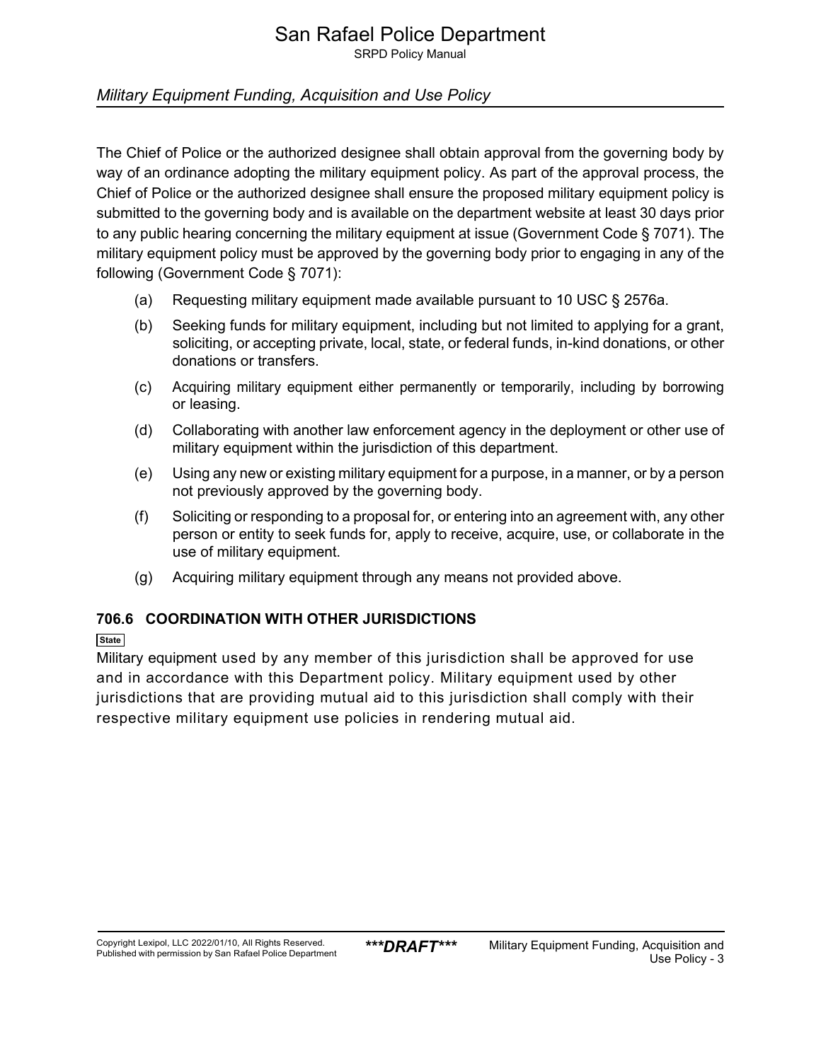The Chief of Police or the authorized designee shall obtain approval from the governing body by way of an ordinance adopting the military equipment policy. As part of the approval process, the Chief of Police or the authorized designee shall ensure the proposed military equipment policy is submitted to the governing body and is available on the department website at least 30 days prior to any public hearing concerning the military equipment at issue (Government Code § 7071). The military equipment policy must be approved by the governing body prior to engaging in any of the following (Government Code § 7071):

(a) Requesting military equipment made available pursuant to 10 USC § 2576a.

(b) Seeking funds for military equipment, including but not limited to applying for a grant, soliciting, or accepting private, local, state, or federal funds, in-kind donations, or other donations or transfers.

(c) Acquiring military equipment either permanently or temporarily, including by borrowing or leasing.

(d) Collaborating with another law enforcement agency in the deployment or other use of military equipment within the jurisdiction of this department.

(e) Using any new or existing military equipment for a purpose, in a manner, or by a person not previously approved by the governing body.

(f) Soliciting or responding to a proposal for, or entering into an agreement with, any other person or entity to seek funds for, apply to receive, acquire, use, or collaborate in the use of military equipment.

(g) Acquiring military equipment through any means not provided above.

### 706.6 COORDINATION WITH OTHER JURISDICTIONS

State

Military equipment used by any member of this jurisdiction shall be approved for use and in accordance with this Department policy. Military equipment used by other jurisdictions that are providing mutual aid to this jurisdiction shall comply with their respective military equipment use policies in rendering mutual aid.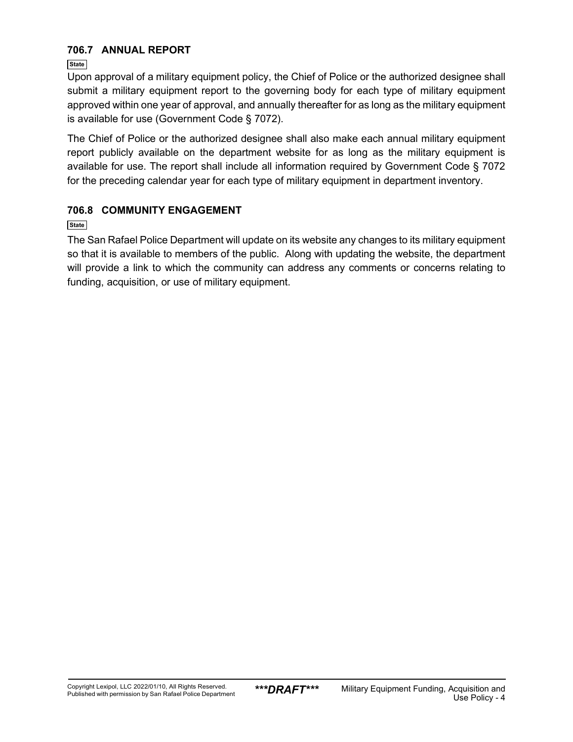### 706.7 ANNUAL REPORT

State

Upon approval of a military equipment policy, the Chief of Police or the authorized designee shall submit a military equipment report to the governing body for each type of military equipment approved within one year of approval, and annually thereafter for as long as the military equipment is available for use (Government Code § 7072).

The Chief of Police or the authorized designee shall also make each annual military equipment report publicly available on the department website for as long as the military equipment is available for use. The report shall include all information required by Government Code § 7072 for the preceding calendar year for each type of military equipment in department inventory.

### 706.8 COMMUNITY ENGAGEMENT

State

The San Rafael Police Department will update on its website any changes to its military equipment so that it is available to members of the public. Along with updating the website, the department will provide a link to which the community can address any comments or concerns relating to funding, acquisition, or use of military equipment.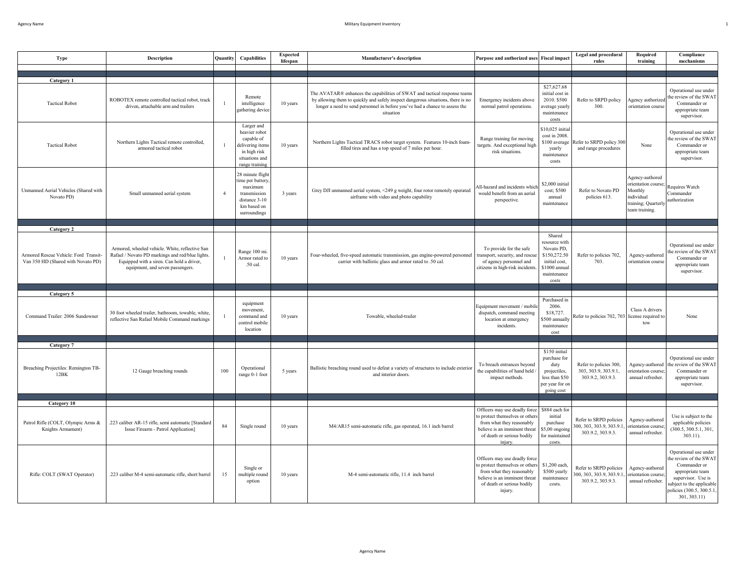| Type | Description | Quantity | Capabilities | Expected lifespan | Manufacturer's description | Purpose and authorized uses | Fiscal impact | Legal and procedural rules | Required training | Compliance mechanisms |
|---|---|---|---|---|---|---|---|---|---|---|
| | | | | | | | | | | |
| **Category 1** | | | | | | | | | | |
| Tactical Robot | ROBOTEX remote controlled tactical robot, track driven, attachable arm and trailers | 1 | Remote intelligence gathering device | 10 years | The AVATAR® enhances the capabilities of SWAT and tactical response teams by allowing them to quickly and safely inspect dangerous situations, there is no longer a need to send personnel in before you've had a chance to assess the situation | Emergency incidents above normal patrol operations. | $27,627.68 initial cost in 2010. $500 average yearly maintenance costs | Refer to SRPD policy 300. | Agency authorized orientation course | Operational use under the review of the SWAT Commander or appropriate team supervisor. |
| Tactical Robot | Northern Lights Tactical remote controlled, armored tactical robot | 1 | Larger and heavier robot capable of delivering items in high risk situations and range training | 10 years | Northern Lights Tactical TRACS robot target system. Features 10-inch foam-filled tires and has a top speed of 7 miles per hour. | Range training for moving targets. And exceptional high risk situations. | $10,025 initial cost in 2008. $100 average yearly maintenance costs | Refer to SRPD policy 300 and range procedures | None | Operational use under the review of the SWAT Commander or appropriate team supervisor. |
| Unmanned Aerial Vehicles (Shared with Novato PD) | Small unmanned aerial system | 4 | 28 minute flight time per battery, maximum transmission distance 3-10 km based on surroundings | 3 years | Grey DJI unmanned aerial system, <249 g weight, four rotor remotely operated airframe with video and photo capability | All-hazard and incidents which would benefit from an aerial perspective. | $2,000 initial cost; $500 annual maintenance | Refer to Novato PD policies 613. | Agency-authored orientation course; Monthly individual training; Quarterly team training. | Requires Watch Commander authorization |
| | | | | | | | | | | |
| **Category 2** | | | | | | | | | | |
| Armored Rescue Vehicle: Ford Transit-Van 350 HD (Shared with Novato PD) | Armored, wheeled vehicle. White, reflective San Rafael / Novato PD markings and red/blue lights. Equipped with a siren. Can hold a driver, equipment, and seven passengers. | 1 | Range 100 mi. Armor rated to .50 cal. | 10 years | Four-wheeled, five-speed automatic transmission, gas engine-powered personnel carrier with ballistic glass and armor rated to .50 cal. | To provide for the safe transport, security, and rescue of agency personnel and citizens in high-risk incidents. | Shared resource with Novato PD, $150,272.50 initial cost, $1000 annual maintenance costs | Refer to policies 702, 703. | Agency-authored orientation course | Operational use under the review of the SWAT Commander or appropriate team supervisor. |
| | | | | | | | | | | |
| **Category 5** | | | | | | | | | | |
| Command Trailer: 2006 Sundowner | 30 foot wheeled trailer, bathroom, towable, white, reflective San Rafael Mobile Command markings | 1 | equipment movement, command and control mobile location | 10 years | Towable, wheeled-trailer | Equipment movement / mobile dispatch, command meeting location at emergency incidents. | Purchased in 2006. $18,727. $500 annually maintenance cost | Refer to policies 702, 703 | Class A drivers license required to tow | None |
| | | | | | | | | | | |
| **Category 7** | | | | | | | | | | |
| Breaching Projectiles: Remington TB-12BK | 12 Gauge breaching rounds | 100 | Operational range 0-1 foot | 5 years | Ballistic breaching round used to defeat a variety of structures to include exterior and interior doors. | To breach entrances beyond the capabilities of hand held / impact methods. | $150 initial purchase for duty projectiles, less than $50 per year for on going cost | Refer to policies 300, 303, 303.9, 303.9.1, 303.9.2, 303.9.3. | Agency-authored orientation course; annual refresher. | Operational use under the review of the SWAT Commander or appropriate team supervisor. |
| | | | | | | | | | | |
| **Category 10** | | | | | | | | | | |
| Patrol Rifle (COLT, Olympic Arms & Knights Armament) | .223 caliber AR-15 rifle, semi automatic [Standard Issue Firearm - Patrol Application] | 84 | Single round | 10 years | M4/AR15 semi-automatic rifle, gas operated, 16.1 inch barrel | Officers may use deadly force to protect themselves or others from what they reasonably believe is an imminent threat of death or serious bodily injury. | $884 each for initial purchase $5,00 ongoing for maintained costs. | Refer to SRPD policies 300, 303, 303.9, 303.9.1, 303.9.2, 303.9.3. | Agency-authored orientation course; annual refresher. | Use is subject to the applicable policies (300.5, 300.5.1, 301, 303.11). |
| Rifle: COLT (SWAT Operator) | .223 caliber M-4 semi-automatic rifle, short barrel | 15 | Single or multiple round option | 10 years | M-4 semi-automatic rifle, 11.4 inch barrel | Officers may use deadly force to protect themselves or others from what they reasonably believe is an imminent threat of death or serious bodily injury. | $1,200 each, $500 yearly maintenance costs. | Refer to SRPD policies 300, 303, 303.9, 303.9.1, 303.9.2, 303.9.3. | Agency-authored orientation course; annual refresher. | Operational use under the review of the SWAT Commander or appropriate team supervisor. Use is subject to the applicable policies (300.5, 300.5.1, 301, 303.11) |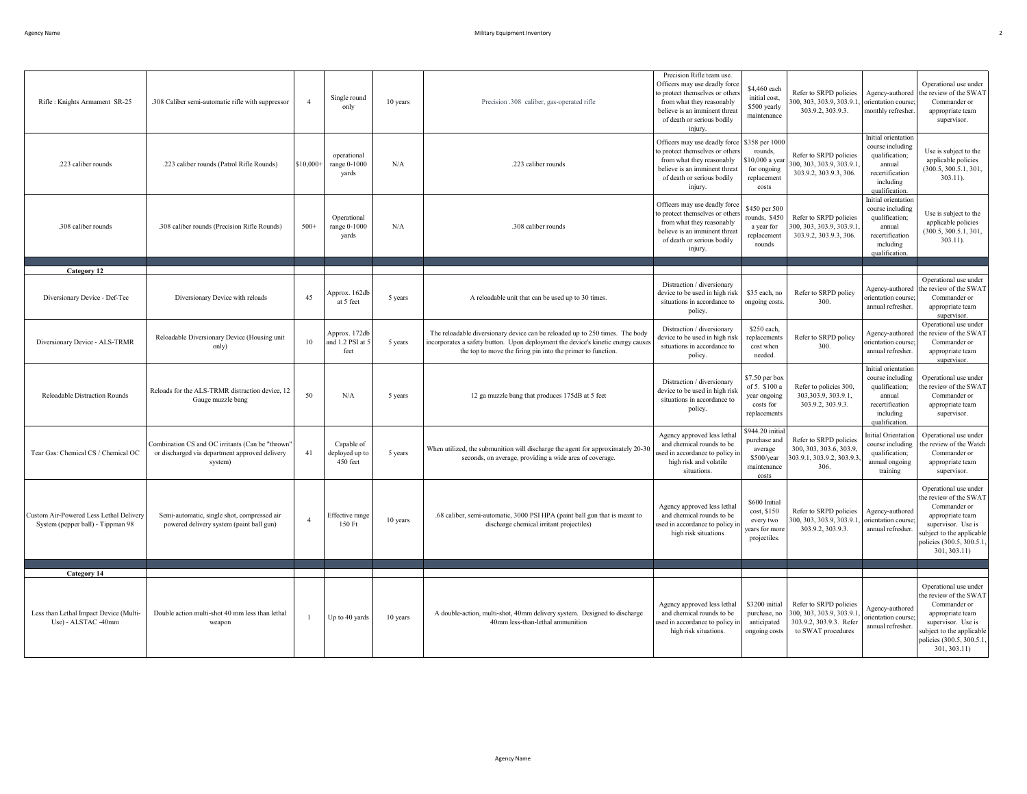| | | | | | | | | | | |
|---|---|---|---|---|---|---|---|---|---|---|
| Rifle : Knights Armament SR-25 | .308 Caliber semi-automatic rifle with suppressor | 4 | Single round only | 10 years | Precision .308 caliber, gas-operated rifle | Precision Rifle team use. Officers may use deadly force to protect themselves or others from what they reasonably believe is an imminent threat of death or serious bodily injury. | $4,460 each initial cost, $500 yearly maintenance | Refer to SRPD policies 300, 303, 303.9, 303.9.1, 303.9.2, 303.9.3. | Agency-authored orientation course; monthly refresher. | Operational use under the review of the SWAT Commander or appropriate team supervisor. |
| .223 caliber rounds | .223 caliber rounds (Patrol Rifle Rounds) | $10,000+ | operational range 0-1000 yards | N/A | .223 caliber rounds | Officers may use deadly force to protect themselves or others from what they reasonably believe is an imminent threat of death or serious bodily injury. | $358 per 1000 rounds, $10,000 a year for ongoing replacement costs | Refer to SRPD policies 300, 303, 303.9, 303.9.1, 303.9.2, 303.9.3, 306. | Initial orientation course including qualification; annual recertification including qualification. | Use is subject to the applicable policies (300.5, 300.5.1, 301, 303.11). |
| .308 caliber rounds | .308 caliber rounds (Precision Rifle Rounds) | 500+ | Operational range 0-1000 yards | N/A | .308 caliber rounds | Officers may use deadly force to protect themselves or others from what they reasonably believe is an imminent threat of death or serious bodily injury. | $450 per 500 rounds, $450 a year for replacement rounds | Refer to SRPD policies 300, 303, 303.9, 303.9.1, 303.9.2, 303.9.3, 306. | Initial orientation course including qualification; annual recertification including qualification. | Use is subject to the applicable policies (300.5, 300.5.1, 301, 303.11). |
| **Category 12** | | | | | | | | | | |
| Diversionary Device - Def-Tec | Diversionary Device with reloads | 45 | Approx. 162db at 5 feet | 5 years | A reloadable unit that can be used up to 30 times. | Distraction / diversionary device to be used in high risk situations in accordance to policy. | $35 each, no ongoing costs. | Refer to SRPD policy 300. | Agency-authored orientation course; annual refresher. | Operational use under the review of the SWAT Commander or appropriate team supervisor. |
| Diversionary Device - ALS-TRMR | Reloadable Diversionary Device (Housing unit only) | 10 | Approx. 172db and 1.2 PSI at 5 feet | 5 years | The reloadable diversionary device can be reloaded up to 250 times. The body incorporates a safety button. Upon deployment the device's kinetic energy causes the top to move the firing pin into the primer to function. | Distraction / diversionary device to be used in high risk situations in accordance to policy. | $250 each, replacements cost when needed. | Refer to SRPD policy 300. | Agency-authored orientation course; annual refresher. | Operational use under the review of the SWAT Commander or appropriate team supervisor. |
| Reloadable Distraction Rounds | Reloads for the ALS-TRMR distraction device, 12 Gauge muzzle bang | 50 | N/A | 5 years | 12 ga muzzle bang that produces 175dB at 5 feet | Distraction / diversionary device to be used in high risk situations in accordance to policy. | $7.50 per box of 5. $100 a year ongoing costs for replacements | Refer to policies 300, 303,303.9, 303.9.1, 303.9.2, 303.9.3. | Initial orientation course including qualification; annual recertification including qualification. | Operational use under the review of the SWAT Commander or appropriate team supervisor. |
| Tear Gas: Chemical CS / Chemical OC | Combination CS and OC irritants (Can be "thrown" or discharged via department approved delivery system) | 41 | Capable of deployed up to 450 feet | 5 years | When utilized, the submunition will discharge the agent for approximately 20-30 seconds, on average, providing a wide area of coverage. | Agency approved less lethal and chemical rounds to be used in accordance to policy in high risk and volatile situations. | $944.20 initial purchase and average $500/year maintenance costs | Refer to SRPD policies 300, 303, 303.6, 303.9, 303.9.1, 303.9.2, 303.9.3, 306. | Initial Orientation course including qualification; annual ongoing training | Operational use under the review of the Watch Commander or appropriate team supervisor. |
| Custom Air-Powered Less Lethal Delivery System (pepper ball) - Tippman 98 | Semi-automatic, single shot, compressed air powered delivery system (paint ball gun) | 4 | Effective range 150 Ft | 10 years | .68 caliber, semi-automatic, 3000 PSI HPA (paint ball gun that is meant to discharge chemical irritant projectiles) | Agency approved less lethal and chemical rounds to be used in accordance to policy in high risk situations | $600 Initial cost, $150 every two years for more projectiles. | Refer to SRPD policies 300, 303, 303.9, 303.9.1, 303.9.2, 303.9.3. | Agency-authored orientation course; annual refresher. | Operational use under the review of the SWAT Commander or appropriate team supervisor. Use is subject to the applicable policies (300.5, 300.5.1, 301, 303.11) |
| **Category 14** | | | | | | | | | | |
| Less than Lethal Impact Device (Multi-Use) - ALSTAC -40mm | Double action multi-shot 40 mm less than lethal weapon | 1 | Up to 40 yards | 10 years | A double-action, multi-shot, 40mm delivery system. Designed to discharge 40mm less-than-lethal ammunition | Agency approved less lethal and chemical rounds to be used in accordance to policy in high risk situations. | $3200 initial purchase, no anticipated ongoing costs | Refer to SRPD policies 300, 303, 303.9, 303.9.1, 303.9.2, 303.9.3. Refer to SWAT procedures | Agency-authored orientation course; annual refresher. | Operational use under the review of the SWAT Commander or appropriate team supervisor. Use is subject to the applicable policies (300.5, 300.5.1, 301, 303.11) |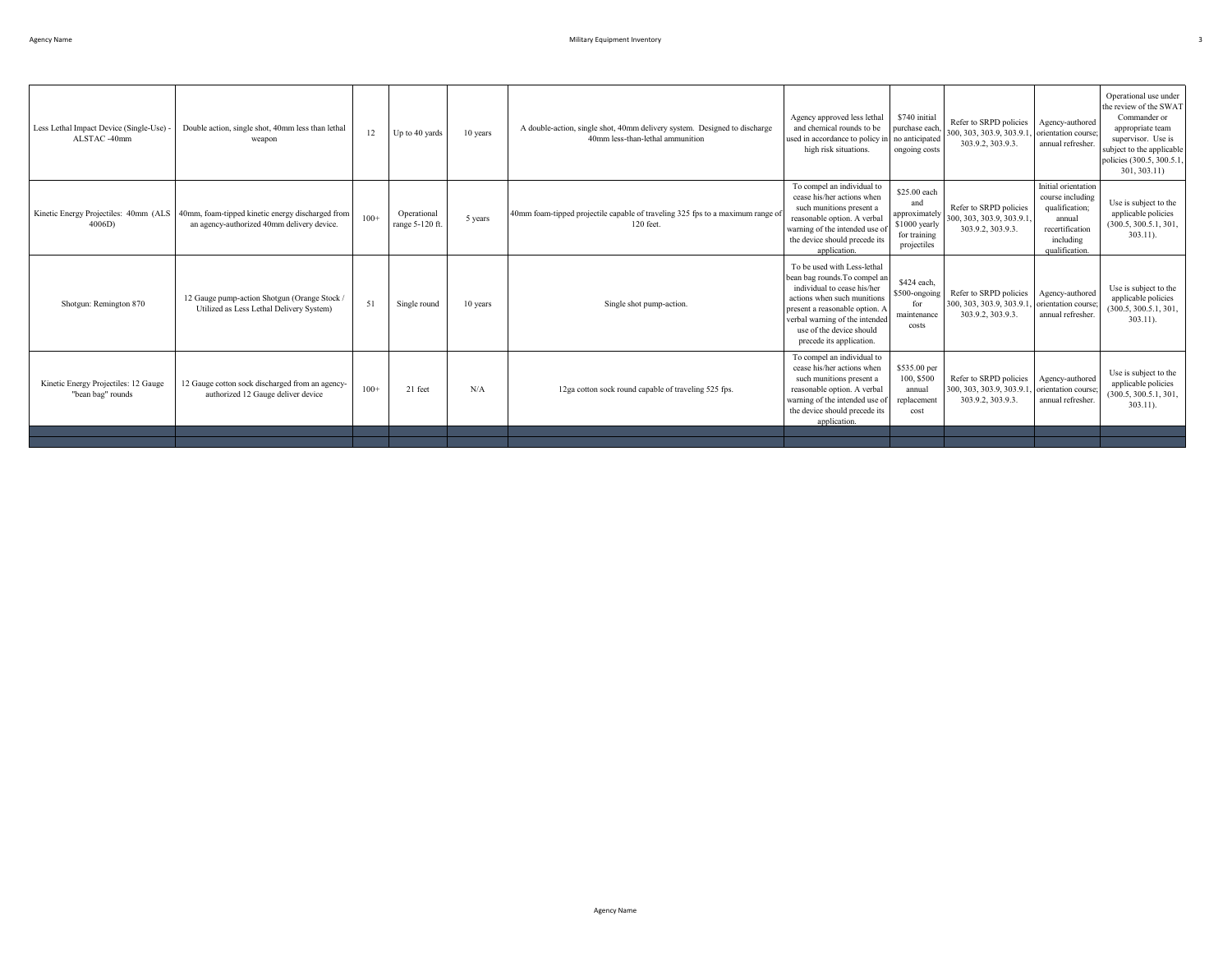| | | | | | | | | | | |
|---|---|---|---|---|---|---|---|---|---|---|
| Less Lethal Impact Device (Single-Use) - ALSTAC -40mm | Double action, single shot, 40mm less than lethal weapon | 12 | Up to 40 yards | 10 years | A double-action, single shot, 40mm delivery system. Designed to discharge 40mm less-than-lethal ammunition | Agency approved less lethal and chemical rounds to be used in accordance to policy in high risk situations. | $740 initial purchase each, no anticipated ongoing costs | Refer to SRPD policies 300, 303, 303.9, 303.9.1, 303.9.2, 303.9.3. | Agency-authored orientation course; annual refresher. | Operational use under the review of the SWAT Commander or appropriate team supervisor. Use is subject to the applicable policies (300.5, 300.5.1, 301, 303.11) |
| Kinetic Energy Projectiles: 40mm (ALS 4006D) | 40mm, foam-tipped kinetic energy discharged from an agency-authorized 40mm delivery device. | 100+ | Operational range 5-120 ft. | 5 years | 40mm foam-tipped projectile capable of traveling 325 fps to a maximum range of 120 feet. | To compel an individual to cease his/her actions when such munitions present a reasonable option. A verbal warning of the intended use of the device should precede its application. | $25.00 each and approximately $1000 yearly for training projectiles | Refer to SRPD policies 300, 303, 303.9, 303.9.1, 303.9.2, 303.9.3. | Initial orientation course including qualification; annual recertification including qualification. | Use is subject to the applicable policies (300.5, 300.5.1, 301, 303.11). |
| Shotgun: Remington 870 | 12 Gauge pump-action Shotgun (Orange Stock / Utilized as Less Lethal Delivery System) | 51 | Single round | 10 years | Single shot pump-action. | To be used with Less-lethal bean bag rounds.To compel an individual to cease his/her actions when such munitions present a reasonable option. A verbal warning of the intended use of the device should precede its application. | $424 each, $500-ongoing for maintenance costs | Refer to SRPD policies 300, 303, 303.9, 303.9.1, 303.9.2, 303.9.3. | Agency-authored orientation course; annual refresher. | Use is subject to the applicable policies (300.5, 300.5.1, 301, 303.11). |
| Kinetic Energy Projectiles: 12 Gauge "bean bag" rounds | 12 Gauge cotton sock discharged from an agency-authorized 12 Gauge deliver device | 100+ | 21 feet | N/A | 12ga cotton sock round capable of traveling 525 fps. | To compel an individual to cease his/her actions when such munitions present a reasonable option. A verbal warning of the intended use of the device should precede its application. | $535.00 per 100, $500 annual replacement cost | Refer to SRPD policies 300, 303, 303.9, 303.9.1, 303.9.2, 303.9.3. | Agency-authored orientation course; annual refresher. | Use is subject to the applicable policies (300.5, 300.5.1, 301, 303.11). |